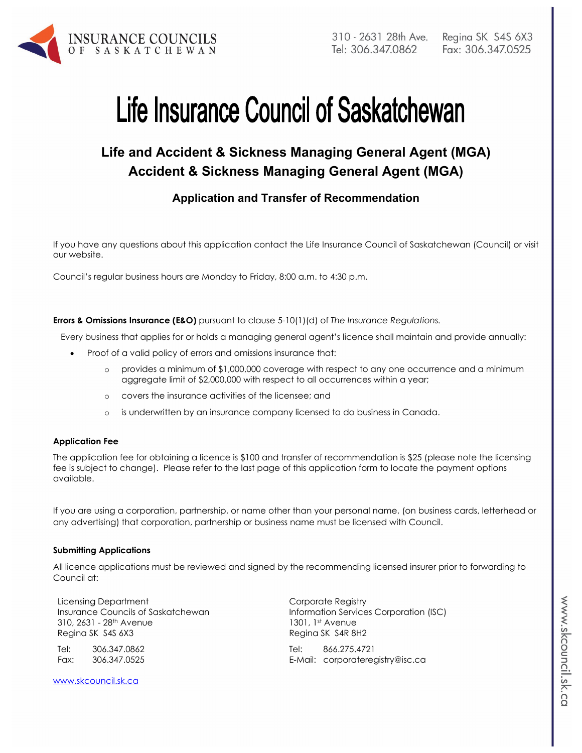INSURANCE COUNCILS OF SASKATCHEWAN

310 - 2631 28th Ave. Regina SK S4S 6X3
Tel: 306.347.0862 Fax: 306.347.0525

# Life Insurance Council of Saskatchewan

## Life and Accident & Sickness Managing General Agent (MGA)
## Accident & Sickness Managing General Agent (MGA)

### Application and Transfer of Recommendation

If you have any questions about this application contact the Life Insurance Council of Saskatchewan (Council) or visit our website.

Council's regular business hours are Monday to Friday, 8:00 a.m. to 4:30 p.m.

**Errors & Omissions Insurance (E&O)** pursuant to clause 5-10(1)(d) of *The Insurance Regulations.*

Every business that applies for or holds a managing general agent's licence shall maintain and provide annually:

- Proof of a valid policy of errors and omissions insurance that:
  - provides a minimum of $1,000,000 coverage with respect to any one occurrence and a minimum aggregate limit of $2,000,000 with respect to all occurrences within a year;
  - covers the insurance activities of the licensee; and
  - is underwritten by an insurance company licensed to do business in Canada.

#### Application Fee

The application fee for obtaining a licence is $100 and transfer of recommendation is $25 (please note the licensing fee is subject to change). Please refer to the last page of this application form to locate the payment options available.

If you are using a corporation, partnership, or name other than your personal name, (on business cards, letterhead or any advertising) that corporation, partnership or business name must be licensed with Council.

#### Submitting Applications

All licence applications must be reviewed and signed by the recommending licensed insurer prior to forwarding to Council at:

Licensing Department
Insurance Councils of Saskatchewan
310, 2631 - 28th Avenue
Regina SK S4S 6X3

Tel: 306.347.0862
Fax: 306.347.0525

Corporate Registry
Information Services Corporation (ISC)
1301, 1st Avenue
Regina SK S4R 8H2

Tel: 866.275.4721
E-Mail: corporateregistry@isc.ca

www.skcouncil.sk.ca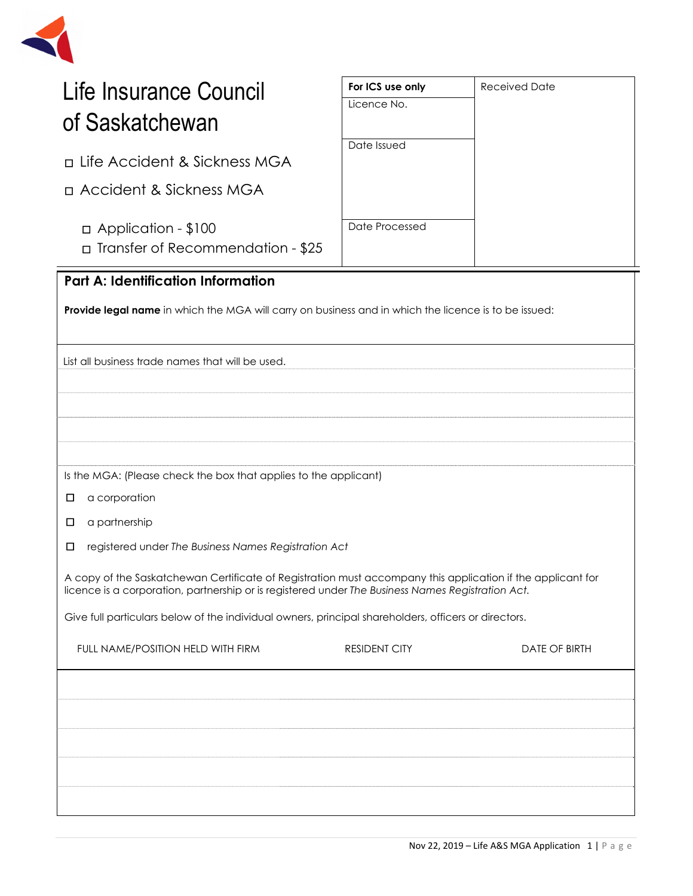# Life Insurance Council of Saskatchewan

- ☐ Life Accident & Sickness MGA
- ☐ Accident & Sickness MGA
  - ☐ Application - $100
  - ☐ Transfer of Recommendation - $25

| For ICS use only | Received Date |
|---|---|
| Licence No. | |
| Date Issued | |
| Date Processed | |

## Part A: Identification Information

**Provide legal name** in which the MGA will carry on business and in which the licence is to be issued:

List all business trade names that will be used.

Is the MGA: (Please check the box that applies to the applicant)

- ☐ a corporation
- ☐ a partnership
- ☐ registered under *The Business Names Registration Act*

A copy of the Saskatchewan Certificate of Registration must accompany this application if the applicant for licence is a corporation, partnership or is registered under *The Business Names Registration Act.*

Give full particulars below of the individual owners, principal shareholders, officers or directors.

| FULL NAME/POSITION HELD WITH FIRM | RESIDENT CITY | DATE OF BIRTH |
|---|---|---|
| | | |
| | | |
| | | |
| | | |
| | | |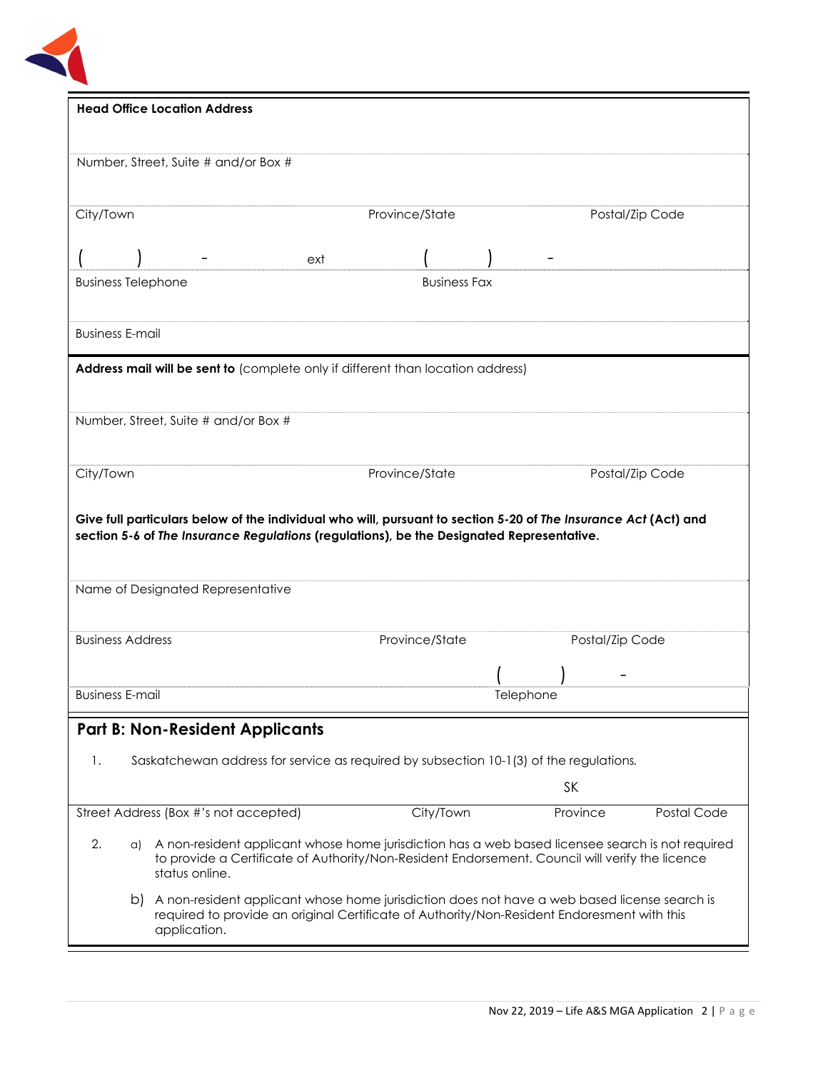**Head Office Location Address**

Number, Street, Suite # and/or Box #

| City/Town | Province/State | Postal/Zip Code |
|---|---|---|

( ) - ext ( ) -

| Business Telephone | Business Fax |
|---|---|

Business E-mail

**Address mail will be sent to** (complete only if different than location address)

Number, Street, Suite # and/or Box #

| City/Town | Province/State | Postal/Zip Code |
|---|---|---|

**Give full particulars below of the individual who will, pursuant to section 5-20 of *The Insurance Act* (Act) and section 5-6 of *The Insurance Regulations* (regulations), be the Designated Representative.**

Name of Designated Representative

| Business Address | Province/State | Postal/Zip Code |
|---|---|---|

( ) -

| Business E-mail | Telephone |
|---|---|

## Part B: Non-Resident Applicants

1. Saskatchewan address for service as required by subsection 10-1(3) of the regulations.

| Street Address (Box #'s not accepted) | City/Town | Province | Postal Code |
|---|---|---|---|
| | | SK | |

2. a) A non-resident applicant whose home jurisdiction has a web based licensee search is not required to provide a Certificate of Authority/Non-Resident Endorsement. Council will verify the licence status online.

   b) A non-resident applicant whose home jurisdiction does not have a web based license search is required to provide an original Certificate of Authority/Non-Resident Endorsement with this application.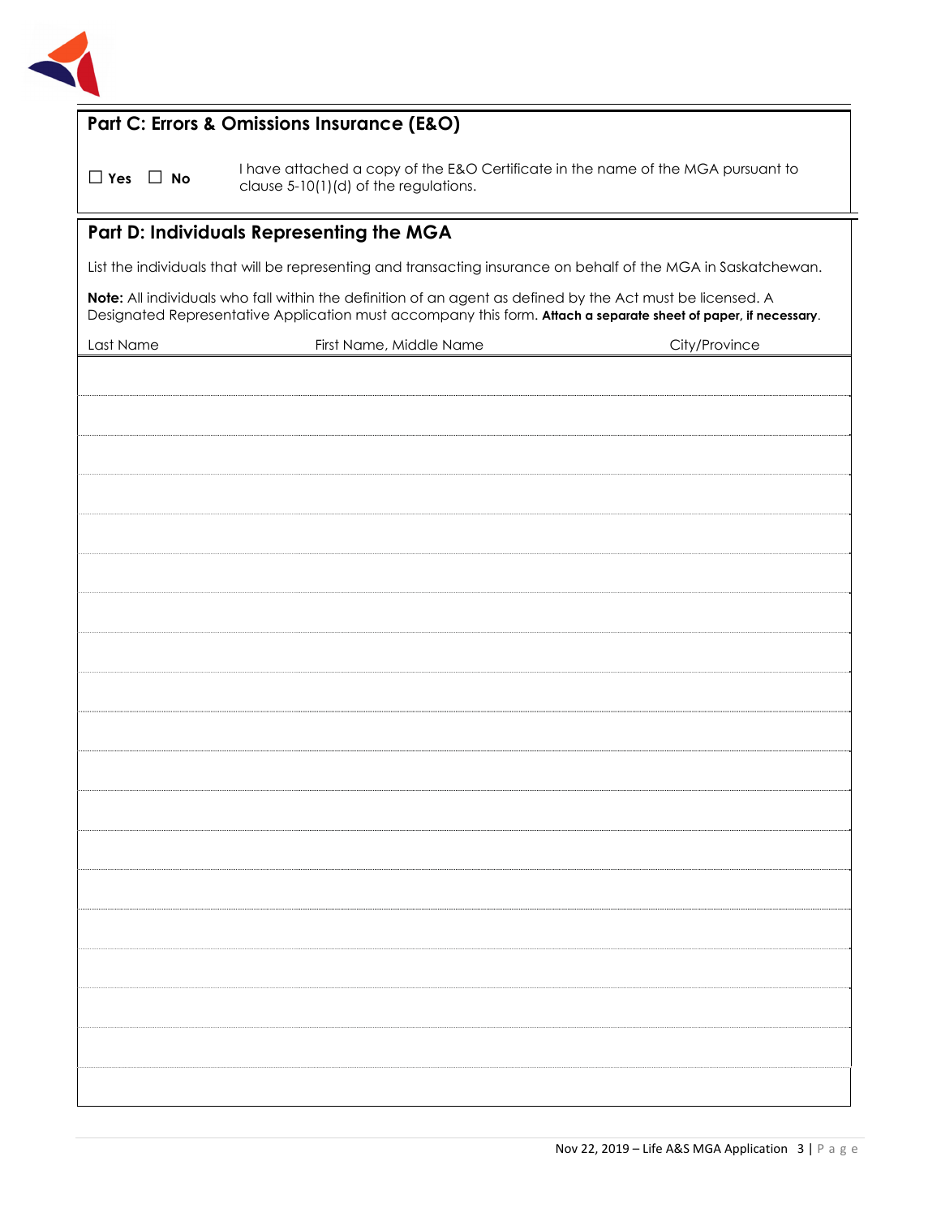## Part C: Errors & Omissions Insurance (E&O)

☐ **Yes** ☐ **No** I have attached a copy of the E&O Certificate in the name of the MGA pursuant to clause 5-10(1)(d) of the regulations.

## Part D: Individuals Representing the MGA

List the individuals that will be representing and transacting insurance on behalf of the MGA in Saskatchewan.

**Note:** All individuals who fall within the definition of an agent as defined by the Act must be licensed. A Designated Representative Application must accompany this form. **Attach a separate sheet of paper, if necessary**.

| Last Name | First Name, Middle Name | City/Province |
| --- | --- | --- |
| | | |
| | | |
| | | |
| | | |
| | | |
| | | |
| | | |
| | | |
| | | |
| | | |
| | | |
| | | |
| | | |
| | | |
| | | |
| | | |
| | | |
| | | |
| | | |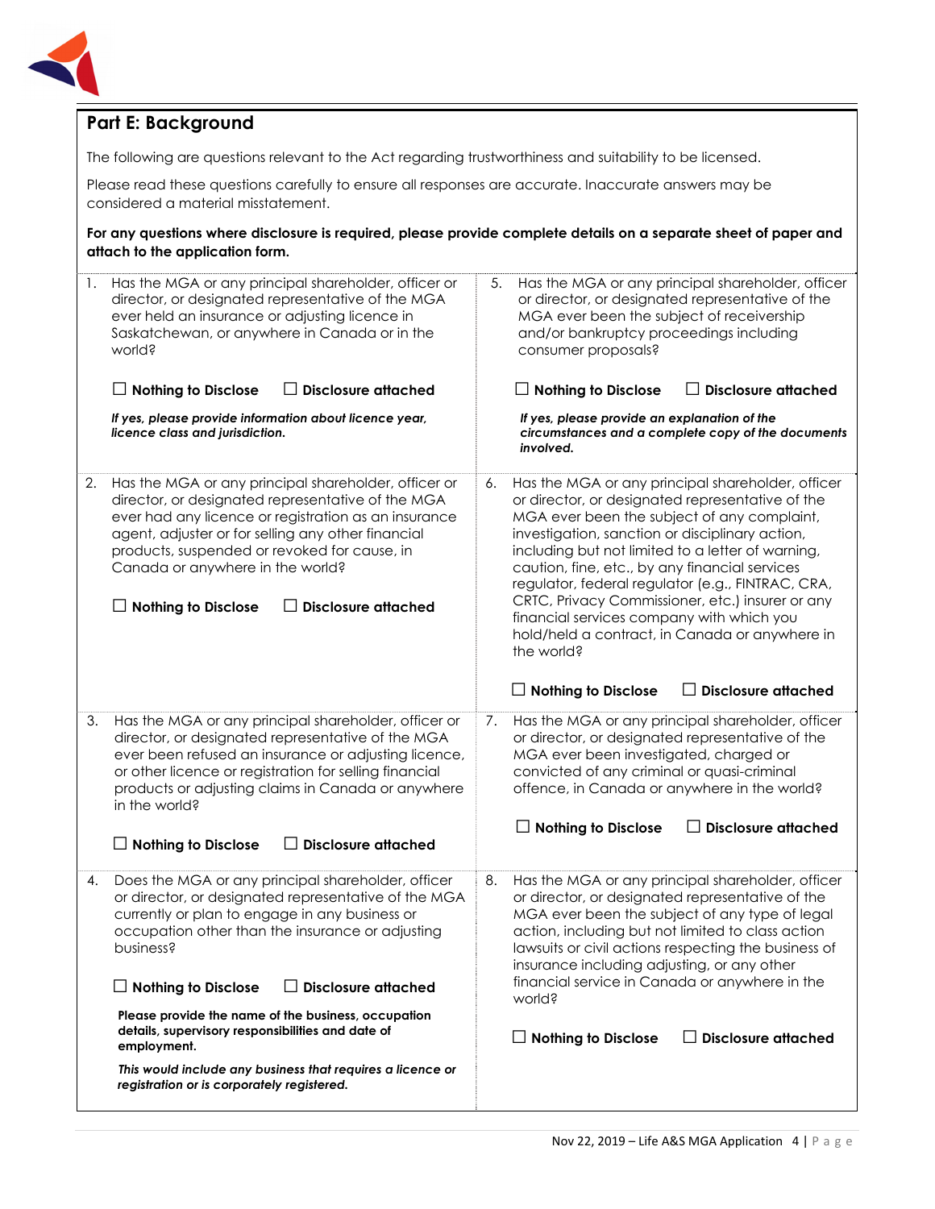## Part E: Background

The following are questions relevant to the Act regarding trustworthiness and suitability to be licensed.

Please read these questions carefully to ensure all responses are accurate. Inaccurate answers may be considered a material misstatement.

**For any questions where disclosure is required, please provide complete details on a separate sheet of paper and attach to the application form.**

1. Has the MGA or any principal shareholder, officer or director, or designated representative of the MGA ever held an insurance or adjusting licence in Saskatchewan, or anywhere in Canada or in the world?

   ☐ **Nothing to Disclose** ☐ **Disclosure attached**

   ***If yes, please provide information about licence year, licence class and jurisdiction.***

2. Has the MGA or any principal shareholder, officer or director, or designated representative of the MGA ever had any licence or registration as an insurance agent, adjuster or for selling any other financial products, suspended or revoked for cause, in Canada or anywhere in the world?

   ☐ **Nothing to Disclose** ☐ **Disclosure attached**

3. Has the MGA or any principal shareholder, officer or director, or designated representative of the MGA ever been refused an insurance or adjusting licence, or other licence or registration for selling financial products or adjusting claims in Canada or anywhere in the world?

   ☐ **Nothing to Disclose** ☐ **Disclosure attached**

4. Does the MGA or any principal shareholder, officer or director, or designated representative of the MGA currently or plan to engage in any business or occupation other than the insurance or adjusting business?

   ☐ **Nothing to Disclose** ☐ **Disclosure attached**

   **Please provide the name of the business, occupation details, supervisory responsibilities and date of employment.**

   ***This would include any business that requires a licence or registration or is corporately registered.***

5. Has the MGA or any principal shareholder, officer or director, or designated representative of the MGA ever been the subject of receivership and/or bankruptcy proceedings including consumer proposals?

   ☐ **Nothing to Disclose** ☐ **Disclosure attached**

   ***If yes, please provide an explanation of the circumstances and a complete copy of the documents involved.***

6. Has the MGA or any principal shareholder, officer or director, or designated representative of the MGA ever been the subject of any complaint, investigation, sanction or disciplinary action, including but not limited to a letter of warning, caution, fine, etc., by any financial services regulator, federal regulator (e.g., FINTRAC, CRA, CRTC, Privacy Commissioner, etc.) insurer or any financial services company with which you hold/held a contract, in Canada or anywhere in the world?

   ☐ **Nothing to Disclose** ☐ **Disclosure attached**

7. Has the MGA or any principal shareholder, officer or director, or designated representative of the MGA ever been investigated, charged or convicted of any criminal or quasi-criminal offence, in Canada or anywhere in the world?

   ☐ **Nothing to Disclose** ☐ **Disclosure attached**

8. Has the MGA or any principal shareholder, officer or director, or designated representative of the MGA ever been the subject of any type of legal action, including but not limited to class action lawsuits or civil actions respecting the business of insurance including adjusting, or any other financial service in Canada or anywhere in the world?

   ☐ **Nothing to Disclose** ☐ **Disclosure attached**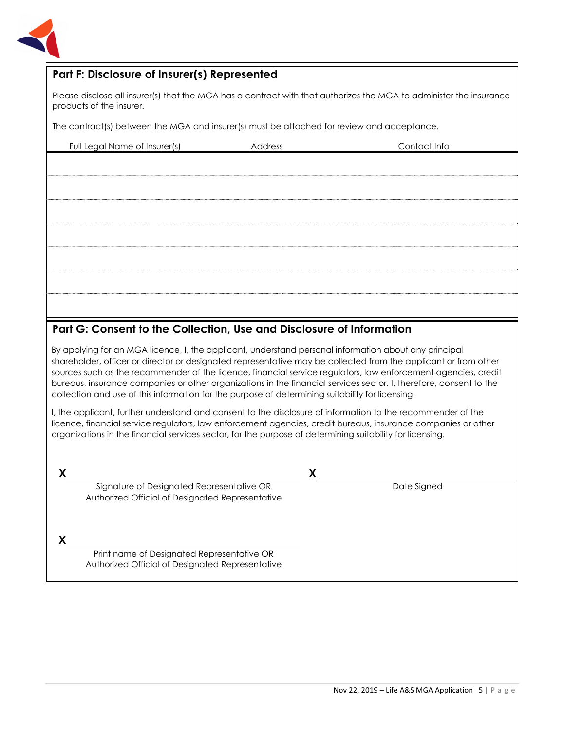## Part F: Disclosure of Insurer(s) Represented

Please disclose all insurer(s) that the MGA has a contract with that authorizes the MGA to administer the insurance products of the insurer.

The contract(s) between the MGA and insurer(s) must be attached for review and acceptance.

| Full Legal Name of Insurer(s) | Address | Contact Info |
|---|---|---|
| | | |
| | | |
| | | |
| | | |
| | | |
| | | |
| | | |

## Part G: Consent to the Collection, Use and Disclosure of Information

By applying for an MGA licence, I, the applicant, understand personal information about any principal shareholder, officer or director or designated representative may be collected from the applicant or from other sources such as the recommender of the licence, financial service regulators, law enforcement agencies, credit bureaus, insurance companies or other organizations in the financial services sector. I, therefore, consent to the collection and use of this information for the purpose of determining suitability for licensing.

I, the applicant, further understand and consent to the disclosure of information to the recommender of the licence, financial service regulators, law enforcement agencies, credit bureaus, insurance companies or other organizations in the financial services sector, for the purpose of determining suitability for licensing.

X ______________________________
Signature of Designated Representative OR Authorized Official of Designated Representative

X ______________________________
Date Signed

X ______________________________
Print name of Designated Representative OR Authorized Official of Designated Representative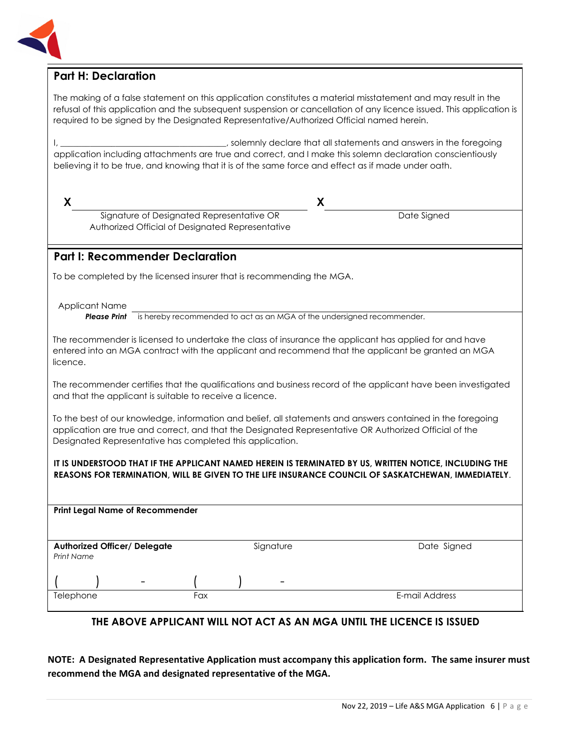## Part H: Declaration

The making of a false statement on this application constitutes a material misstatement and may result in the refusal of this application and the subsequent suspension or cancellation of any licence issued. This application is required to be signed by the Designated Representative/Authorized Official named herein.

I, ______________________________________, solemnly declare that all statements and answers in the foregoing application including attachments are true and correct, and I make this solemn declaration conscientiously believing it to be true, and knowing that it is of the same force and effect as if made under oath.

| **X** | **X** |
|---|---|
| Signature of Designated Representative OR Authorized Official of Designated Representative | Date Signed |

## Part I: Recommender Declaration

To be completed by the licensed insurer that is recommending the MGA.

Applicant Name ______________________________________
***Please Print*** is hereby recommended to act as an MGA of the undersigned recommender.

The recommender is licensed to undertake the class of insurance the applicant has applied for and have entered into an MGA contract with the applicant and recommend that the applicant be granted an MGA licence.

The recommender certifies that the qualifications and business record of the applicant have been investigated and that the applicant is suitable to receive a licence.

To the best of our knowledge, information and belief, all statements and answers contained in the foregoing application are true and correct, and that the Designated Representative OR Authorized Official of the Designated Representative has completed this application.

**IT IS UNDERSTOOD THAT IF THE APPLICANT NAMED HEREIN IS TERMINATED BY US, WRITTEN NOTICE, INCLUDING THE REASONS FOR TERMINATION, WILL BE GIVEN TO THE LIFE INSURANCE COUNCIL OF SASKATCHEWAN, IMMEDIATELY**.

**Print Legal Name of Recommender**

| **Authorized Officer/ Delegate** *Print Name* | Signature | Date Signed |
|---|---|---|
| (    )    - | (    )    - | |
| Telephone | Fax | E-mail Address |

**THE ABOVE APPLICANT WILL NOT ACT AS AN MGA UNTIL THE LICENCE IS ISSUED**

**NOTE: A Designated Representative Application must accompany this application form. The same insurer must recommend the MGA and designated representative of the MGA.**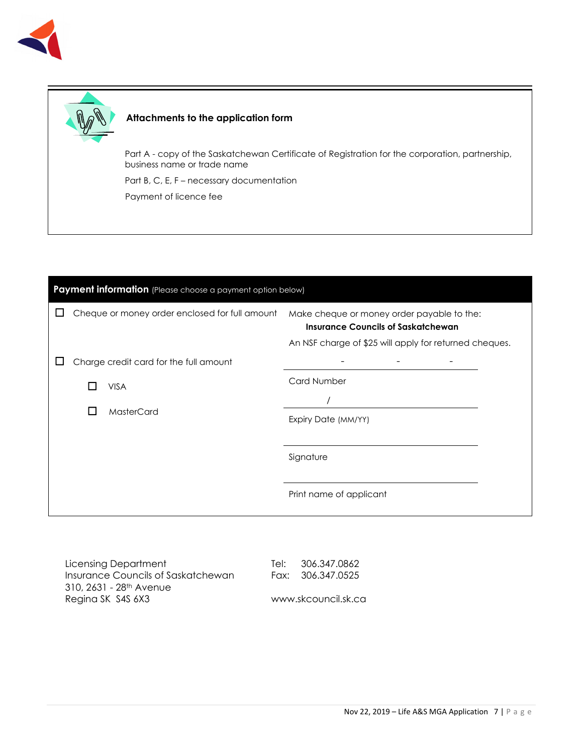### Attachments to the application form

Part A - copy of the Saskatchewan Certificate of Registration for the corporation, partnership, business name or trade name

Part B, C, E, F – necessary documentation

Payment of licence fee

## Payment information (Please choose a payment option below)

☐ Cheque or money order enclosed for full amount

Make cheque or money order payable to the:
**Insurance Councils of Saskatchewan**

An NSF charge of $25 will apply for returned cheques.

☐ Charge credit card for the full amount

- ☐ VISA
- ☐ MasterCard

\_\_\_\_ - \_\_\_\_ - \_\_\_\_ - \_\_\_\_
Card Number

\_\_\_\_ / \_\_\_\_
Expiry Date (MM/YY)

\_\_\_\_\_\_\_\_\_\_\_\_\_\_\_\_\_\_\_\_
Signature

\_\_\_\_\_\_\_\_\_\_\_\_\_\_\_\_\_\_\_\_
Print name of applicant

Licensing Department
Insurance Councils of Saskatchewan
310, 2631 - 28th Avenue
Regina SK S4S 6X3

Tel: 306.347.0862
Fax: 306.347.0525

www.skcouncil.sk.ca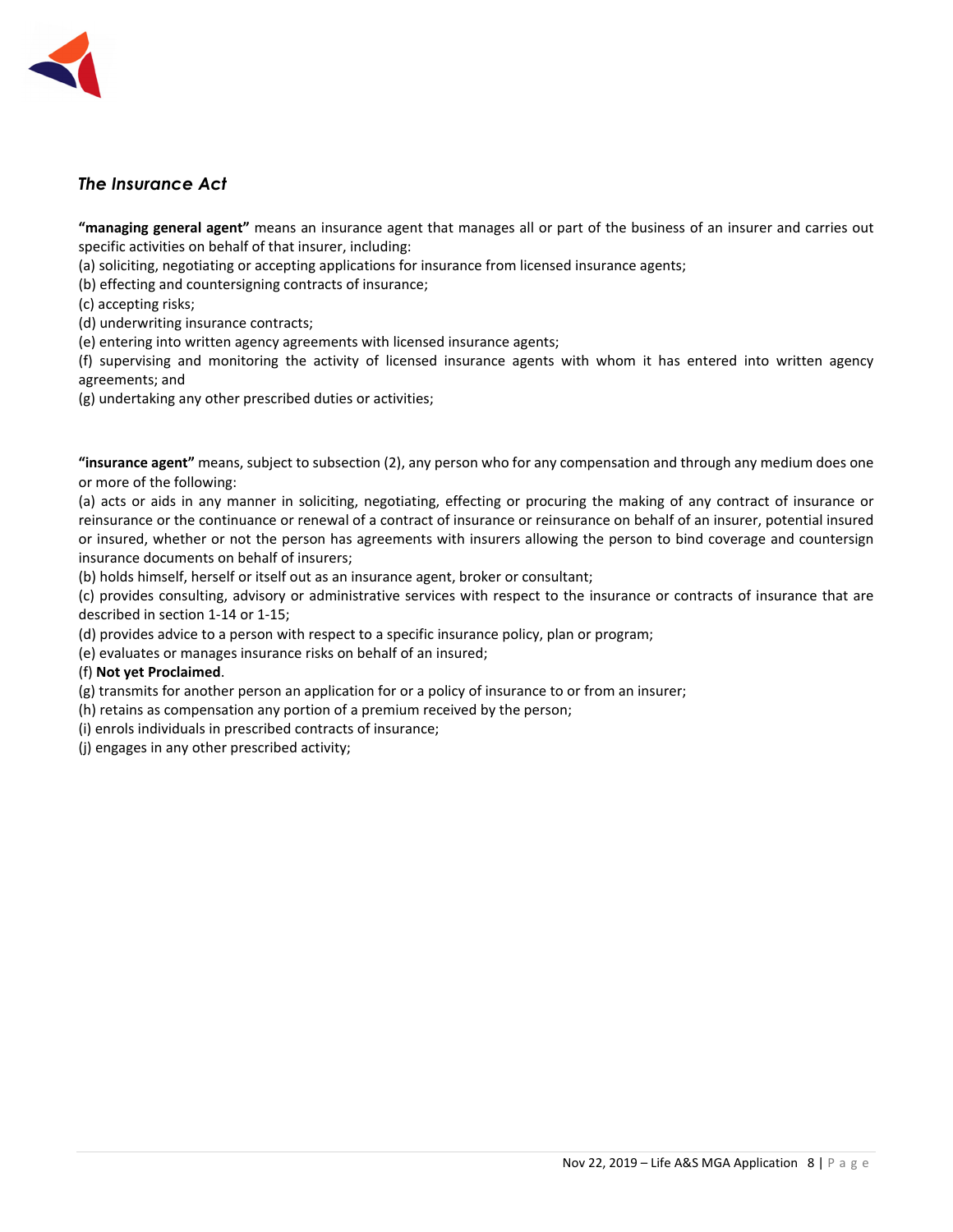## *The Insurance Act*

**"managing general agent"** means an insurance agent that manages all or part of the business of an insurer and carries out specific activities on behalf of that insurer, including:

(a) soliciting, negotiating or accepting applications for insurance from licensed insurance agents;
(b) effecting and countersigning contracts of insurance;
(c) accepting risks;
(d) underwriting insurance contracts;
(e) entering into written agency agreements with licensed insurance agents;
(f) supervising and monitoring the activity of licensed insurance agents with whom it has entered into written agency agreements; and
(g) undertaking any other prescribed duties or activities;

**"insurance agent"** means, subject to subsection (2), any person who for any compensation and through any medium does one or more of the following:

(a) acts or aids in any manner in soliciting, negotiating, effecting or procuring the making of any contract of insurance or reinsurance or the continuance or renewal of a contract of insurance or reinsurance on behalf of an insurer, potential insured or insured, whether or not the person has agreements with insurers allowing the person to bind coverage and countersign insurance documents on behalf of insurers;
(b) holds himself, herself or itself out as an insurance agent, broker or consultant;
(c) provides consulting, advisory or administrative services with respect to the insurance or contracts of insurance that are described in section 1-14 or 1-15;
(d) provides advice to a person with respect to a specific insurance policy, plan or program;
(e) evaluates or manages insurance risks on behalf of an insured;
(f) **Not yet Proclaimed**.
(g) transmits for another person an application for or a policy of insurance to or from an insurer;
(h) retains as compensation any portion of a premium received by the person;
(i) enrols individuals in prescribed contracts of insurance;
(j) engages in any other prescribed activity;